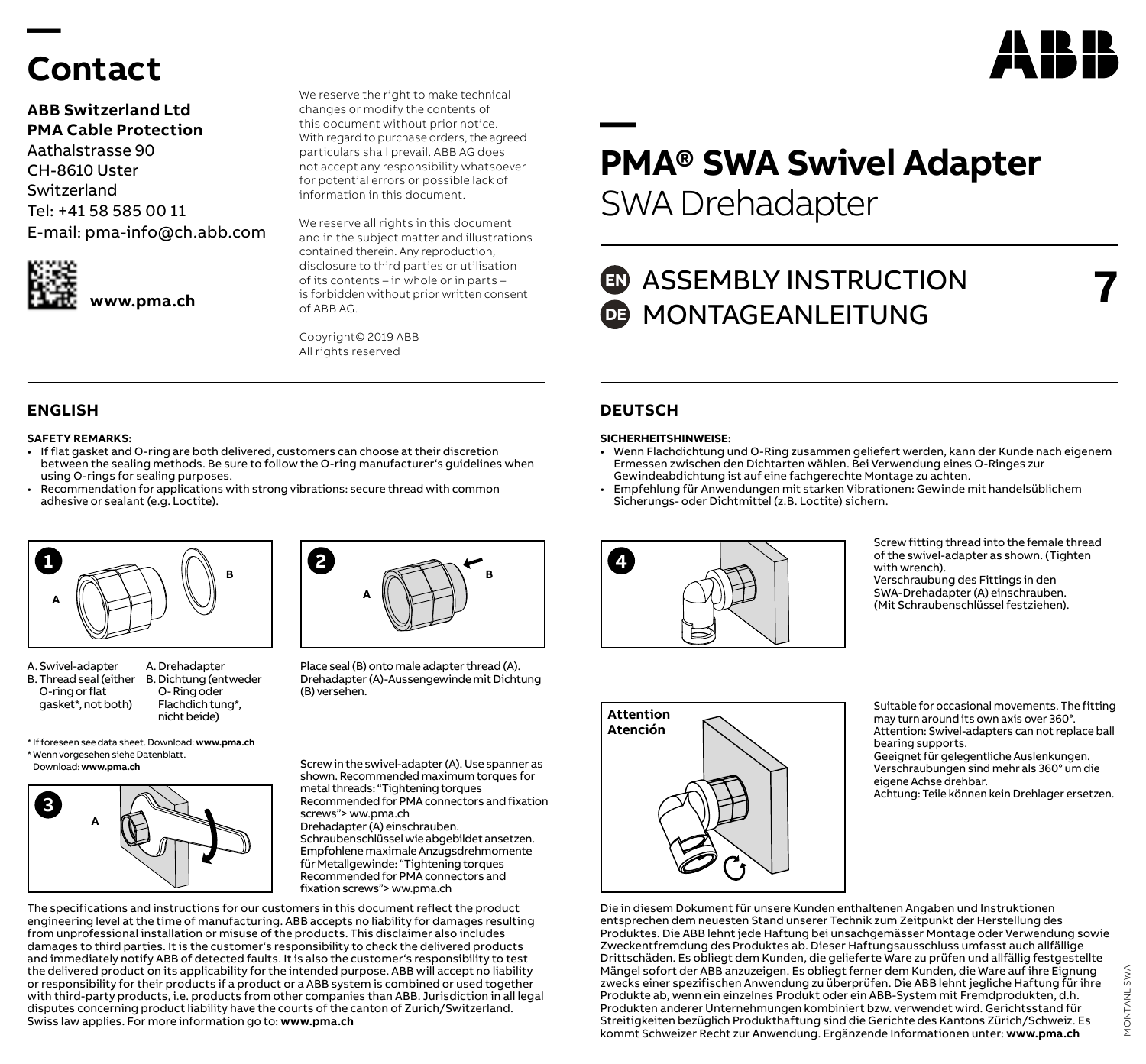# Contact

**ABB Switzerland Ltd**
**PMA Cable Protection**
Aathalstrasse 90
CH-8610 Uster
Switzerland
Tel: +41 58 585 00 11
E-mail: pma-info@ch.abb.com

**www.pma.ch**

We reserve the right to make technical changes or modify the contents of this document without prior notice. With regard to purchase orders, the agreed particulars shall prevail. ABB AG does not accept any responsibility whatsoever for potential errors or possible lack of information in this document.

We reserve all rights in this document and in the subject matter and illustrations contained therein. Any reproduction, disclosure to third parties or utilisation of its contents – in whole or in parts – is forbidden without prior written consent of ABB AG.

Copyright© 2019 ABB
All rights reserved

# PMA® SWA Swivel Adapter
SWA Drehadapter

## EN ASSEMBLY INSTRUCTION
## DE MONTAGEANLEITUNG

7

## ENGLISH

**SAFETY REMARKS:**

- If flat gasket and O-ring are both delivered, customers can choose at their discretion between the sealing methods. Be sure to follow the O-ring manufacturer's guidelines when using O-rings for sealing purposes.
- Recommendation for applications with strong vibrations: secure thread with common adhesive or sealant (e.g. Loctite).

**1**

A. Swivel-adapter
B. Thread seal (either O-ring or flat gasket*, not both)

A. Drehadapter
B. Dichtung (entweder O-Ring oder Flachdichtung*, nicht beide)

\* If foreseen see data sheet. Download: **www.pma.ch**
\* Wenn vorgesehen siehe Datenblatt. Download: **www.pma.ch**

**2**

Place seal (B) onto male adapter thread (A).
Drehadapter (A)-Aussengewinde mit Dichtung (B) versehen.

**3**

Screw in the swivel-adapter (A). Use spanner as shown. Recommended maximum torques for metal threads: "Tightening torques Recommended for PMA connectors and fixation screws"> ww.pma.ch
Drehadapter (A) einschrauben. Schraubenschlüssel wie abgebildet ansetzen. Empfohlene maximale Anzugsdrehmomente für Metallgewinde: "Tightening torques Recommended for PMA connectors and fixation screws"> ww.pma.ch

The specifications and instructions for our customers in this document reflect the product engineering level at the time of manufacturing. ABB accepts no liability for damages resulting from unprofessional installation or misuse of the products. This disclaimer also includes damages to third parties. It is the customer's responsibility to check the delivered products and immediately notify ABB of detected faults. It is also the customer's responsibility to test the delivered product on its applicability for the intended purpose. ABB will accept no liability or responsibility for their products if a product or a ABB system is combined or used together with third-party products, i.e. products from other companies than ABB. Jurisdiction in all legal disputes concerning product liability have the courts of the canton of Zurich/Switzerland. Swiss law applies. For more information go to: **www.pma.ch**

## DEUTSCH

**SICHERHEITSHINWEISE:**

- Wenn Flachdichtung und O-Ring zusammen geliefert werden, kann der Kunde nach eigenem Ermessen zwischen den Dichtarten wählen. Bei Verwendung eines O-Ringes zur Gewindeabdichtung ist auf eine fachgerechte Montage zu achten.
- Empfehlung für Anwendungen mit starken Vibrationen: Gewinde mit handelsüblichem Sicherungs- oder Dichtmittel (z.B. Loctite) sichern.

**4**

Screw fitting thread into the female thread of the swivel-adapter as shown. (Tighten with wrench).
Verschraubung des Fittings in den SWA-Drehadapter (A) einschrauben. (Mit Schraubenschlüssel festziehen).

**Attention**
**Atención**

Suitable for occasional movements. The fitting may turn around its own axis over 360°.
Attention: Swivel-adapters can not replace ball bearing supports.
Geeignet für gelegentliche Auslenkungen. Verschraubungen sind mehr als 360° um die eigene Achse drehbar.
Achtung: Teile können kein Drehlager ersetzen.

Die in diesem Dokument für unsere Kunden enthaltenen Angaben und Instruktionen entsprechen dem neuesten Stand unserer Technik zum Zeitpunkt der Herstellung des Produktes. Die ABB lehnt jede Haftung bei unsachgemässer Montage oder Verwendung sowie Zweckentfremdung des Produktes ab. Dieser Haftungsausschluss umfasst auch allfällige Drittschäden. Es obliegt dem Kunden, die gelieferte Ware zu prüfen und allfällig festgestellte Mängel sofort der ABB anzuzeigen. Es obliegt ferner dem Kunden, die Ware auf ihre Eignung zwecks einer spezifischen Anwendung zu überprüfen. Die ABB lehnt jegliche Haftung für ihre Produkte ab, wenn ein einzelnes Produkt oder ein ABB-System mit Fremdprodukten, d.h. Produkten anderer Unternehmungen kombiniert bzw. verwendet wird. Gerichtsstand für Streitigkeiten bezüglich Produkthaftung sind die Gerichte des Kantons Zürich/Schweiz. Es kommt Schweizer Recht zur Anwendung. Ergänzende Informationen unter: **www.pma.ch**

MONTANL SWA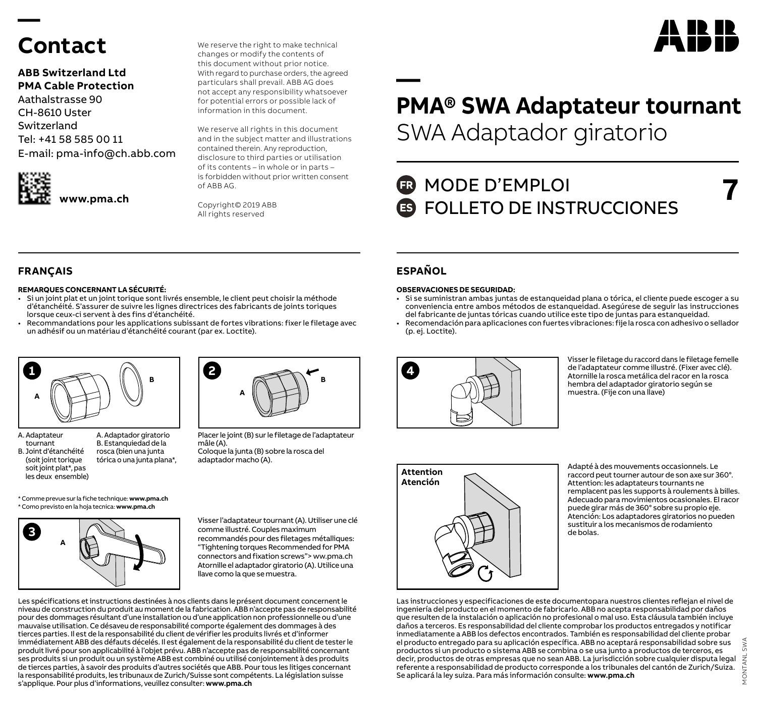# Contact

**ABB Switzerland Ltd**
**PMA Cable Protection**
Aathalstrasse 90
CH-8610 Uster
Switzerland
Tel: +41 58 585 00 11
E-mail: pma-info@ch.abb.com

**www.pma.ch**

We reserve the right to make technical changes or modify the contents of this document without prior notice. With regard to purchase orders, the agreed particulars shall prevail. ABB AG does not accept any responsibility whatsoever for potential errors or possible lack of information in this document.

We reserve all rights in this document and in the subject matter and illustrations contained therein. Any reproduction, disclosure to third parties or utilisation of its contents – in whole or in parts – is forbidden without prior written consent of ABB AG.

Copyright© 2019 ABB
All rights reserved

# PMA® SWA Adaptateur tournant
SWA Adaptador giratorio

FR MODE D'EMPLOI
ES FOLLETO DE INSTRUCCIONES

7

## FRANÇAIS

**REMARQUES CONCERNANT LA SÉCURITÉ:**

- Si un joint plat et un joint torique sont livrés ensemble, le client peut choisir la méthode d'étanchéité. S'assurer de suivre les lignes directrices des fabricants de joints toriques lorsque ceux-ci servent à des fins d'étanchéité.
- Recommandations pour les applications subissant de fortes vibrations: fixer le filetage avec un adhésif ou un matériau d'étanchéité courant (par ex. Loctite).

**1**

A. Adaptateur tournant
B. Joint d'étanchéité (soit joint torique soit joint plat*, pas les deux ensemble)

A. Adaptador giratorio
B. Estanquiedad de la rosca (bien una junta tórica o una junta plana*,

**2**

Placer le joint (B) sur le filetage de l'adaptateur mâle (A).
Coloque la junta (B) sobre la rosca del adaptador macho (A).

\* Comme prevue sur la fiche technique: **www.pma.ch**
\* Como previsto en la hoja tecnica: **www.pma.ch**

**3**

Visser l'adaptateur tournant (A). Utiliser une clé comme illustré. Couples maximum recommandés pour des filetages métalliques: "Tightening torques Recommended for PMA connectors and fixation screws"> ww.pma.ch
Atornille el adaptador giratorio (A). Utilice una llave como la que se muestra.

Les spécifications et instructions destinées à nos clients dans le présent document concernent le niveau de construction du produit au moment de la fabrication. ABB n'accepte pas de responsabilité pour des dommages résultant d'une installation ou d'une application non professionnelle ou d'une mauvaise utilisation. Ce désaveu de responsabilité comporte également des dommages à des tierces parties. Il est de la responsabilité du client de vérifier les produits livrés et d'informer immédiatement ABB des défauts décelés. Il est également de la responsabilité du client de tester le produit livré pour son applicabilité à l'objet prévu. ABB n'accepte pas de responsabilité concernant ses produits si un produit ou un système ABB est combiné ou utilisé conjointement à des produits de tierces parties, à savoir des produits d'autres sociétés que ABB. Pour tous les litiges concernant la responsabilité produits, les tribunaux de Zurich/Suisse sont compétents. La législation suisse s'applique. Pour plus d'informations, veuillez consulter: **www.pma.ch**

## ESPAÑOL

**OBSERVACIONES DE SEGURIDAD:**

- Si se suministran ambas juntas de estanqueidad plana o tórica, el cliente puede escoger a su conveniencia entre ambos métodos de estanqueidad. Asegúrese de seguir las instrucciones del fabricante de juntas tóricas cuando utilice este tipo de juntas para estanqueidad.
- Recomendación para aplicaciones con fuertes vibraciones: fije la rosca con adhesivo o sellador (p. ej. Loctite).

**4**

Visser le filetage du raccord dans le filetage femelle de l'adaptateur comme illustré. (Fixer avec clé).
Atornille la rosca metálica del racor en la rosca hembra del adaptador giratorio según se muestra. (Fije con una llave)

**Attention**
**Atención**

Adapté à des mouvements occasionnels. Le raccord peut tourner autour de son axe sur 360°. Attention: les adaptateurs tournants ne remplacent pas les supports à roulements à billes.
Adecuado para movimientos ocasionales. El racor puede girar más de 360° sobre su propio eje. Atención: Los adaptadores giratorios no pueden sustituir a los mecanismos de rodamiento de bolas.

Las instrucciones y especificaciones de este documentopara nuestros clientes reflejan el nivel de ingeniería del producto en el momento de fabricarlo. ABB no acepta responsabilidad por daños que resulten de la instalación o aplicación no profesional o mal uso. Esta cláusula también incluye daños a terceros. Es responsabilidad del cliente comprobar los productos entregados y notificar inmediatamente a ABB los defectos encontrados. También es responsabilidad del cliente probar el producto entregado para su aplicación específica. ABB no aceptará responsabilidad sobre sus productos si un producto o sistema ABB se combina o se usa junto a productos de terceros, es decir, productos de otras empresas que no sean ABB. La jurisdicción sobre cualquier disputa legal referente a responsabilidad de producto corresponde a los tribunales del cantón de Zurich/Suiza. Se aplicará la ley suiza. Para más información consulte: **www.pma.ch**

MONTANL SWA